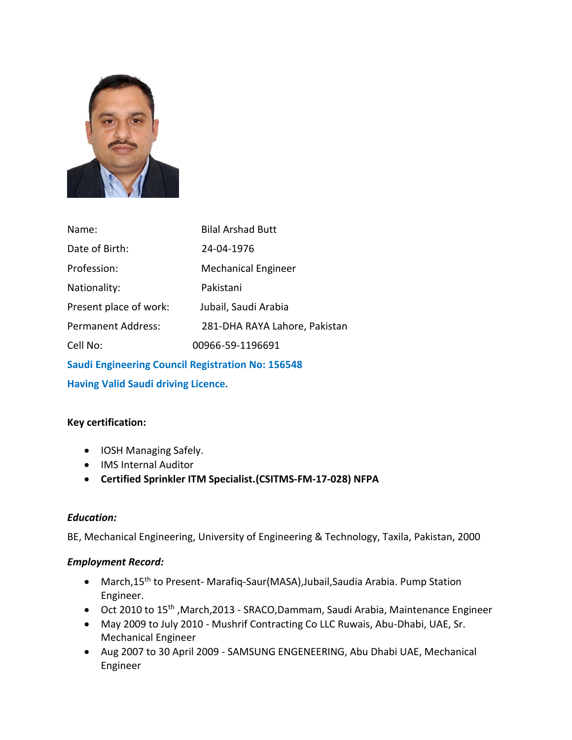| | |
|---|---|
| Name: | Bilal Arshad Butt |
| Date of Birth: | 24-04-1976 |
| Profession: | Mechanical Engineer |
| Nationality: | Pakistani |
| Present place of work: | Jubail, Saudi Arabia |
| Permanent Address: | 281-DHA RAYA Lahore, Pakistan |
| Cell No: | 00966-59-1196691 |

**Saudi Engineering Council Registration No: 156548**

**Having Valid Saudi driving Licence.**

**Key certification:**

- IOSH Managing Safely.
- IMS Internal Auditor
- **Certified Sprinkler ITM Specialist.(CSITMS-FM-17-028) NFPA**

***Education:***

BE, Mechanical Engineering, University of Engineering & Technology, Taxila, Pakistan, 2000

***Employment Record:***

- March,15th to Present- Marafiq-Saur(MASA),Jubail,Saudia Arabia. Pump Station Engineer.
- Oct 2010 to 15th ,March,2013 - SRACO,Dammam, Saudi Arabia, Maintenance Engineer
- May 2009 to July 2010 - Mushrif Contracting Co LLC Ruwais, Abu-Dhabi, UAE, Sr. Mechanical Engineer
- Aug 2007 to 30 April 2009 - SAMSUNG ENGENEERING, Abu Dhabi UAE, Mechanical Engineer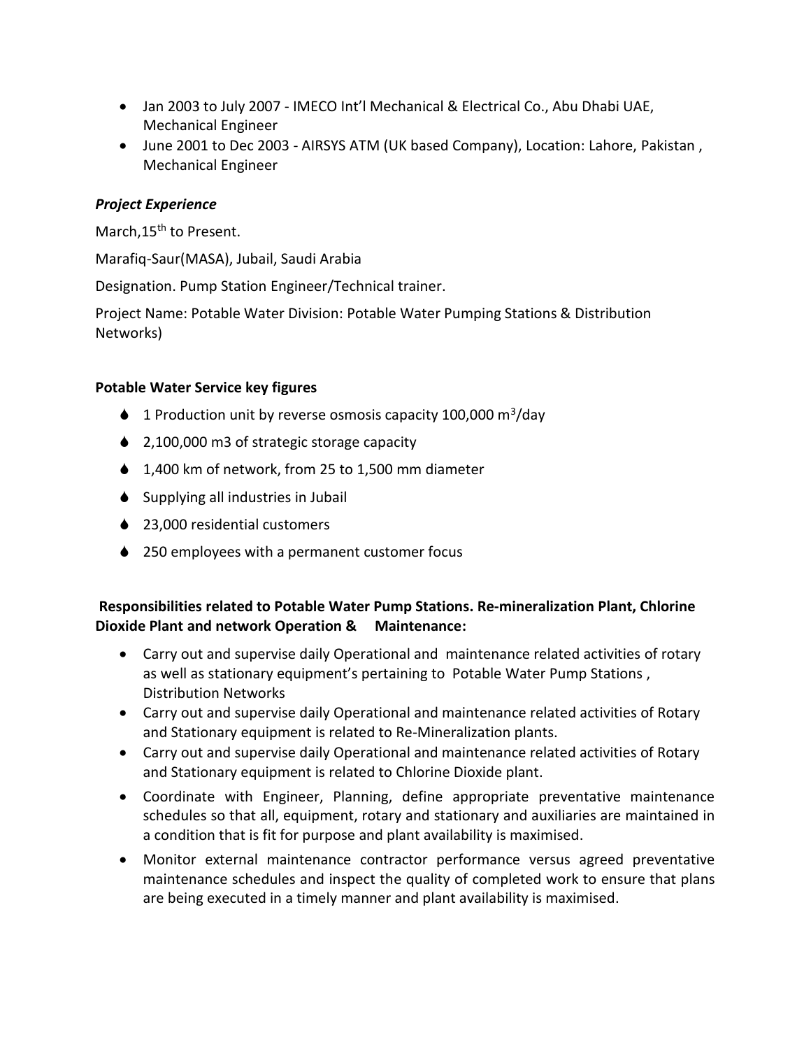- Jan 2003 to July 2007 - IMECO Int'l Mechanical & Electrical Co., Abu Dhabi UAE, Mechanical Engineer
- June 2001 to Dec 2003 - AIRSYS ATM (UK based Company), Location: Lahore, Pakistan , Mechanical Engineer

***Project Experience***

March,15th to Present.

Marafiq-Saur(MASA), Jubail, Saudi Arabia

Designation. Pump Station Engineer/Technical trainer.

Project Name: Potable Water Division: Potable Water Pumping Stations & Distribution Networks)

**Potable Water Service key figures**

- 1 Production unit by reverse osmosis capacity 100,000 $m^3$/day
- 2,100,000 m3 of strategic storage capacity
- 1,400 km of network, from 25 to 1,500 mm diameter
- Supplying all industries in Jubail
- 23,000 residential customers
- 250 employees with a permanent customer focus

**Responsibilities related to Potable Water Pump Stations. Re-mineralization Plant, Chlorine Dioxide Plant and network Operation & Maintenance:**

- Carry out and supervise daily Operational and maintenance related activities of rotary as well as stationary equipment's pertaining to Potable Water Pump Stations , Distribution Networks
- Carry out and supervise daily Operational and maintenance related activities of Rotary and Stationary equipment is related to Re-Mineralization plants.
- Carry out and supervise daily Operational and maintenance related activities of Rotary and Stationary equipment is related to Chlorine Dioxide plant.
- Coordinate with Engineer, Planning, define appropriate preventative maintenance schedules so that all, equipment, rotary and stationary and auxiliaries are maintained in a condition that is fit for purpose and plant availability is maximised.
- Monitor external maintenance contractor performance versus agreed preventative maintenance schedules and inspect the quality of completed work to ensure that plans are being executed in a timely manner and plant availability is maximised.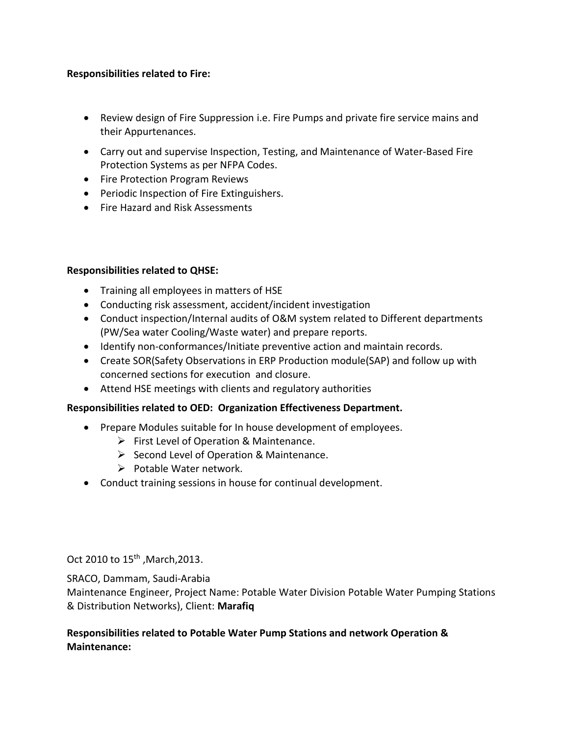**Responsibilities related to Fire:**

- Review design of Fire Suppression i.e. Fire Pumps and private fire service mains and their Appurtenances.
- Carry out and supervise Inspection, Testing, and Maintenance of Water-Based Fire Protection Systems as per NFPA Codes.
- Fire Protection Program Reviews
- Periodic Inspection of Fire Extinguishers.
- Fire Hazard and Risk Assessments

**Responsibilities related to QHSE:**

- Training all employees in matters of HSE
- Conducting risk assessment, accident/incident investigation
- Conduct inspection/Internal audits of O&M system related to Different departments (PW/Sea water Cooling/Waste water) and prepare reports.
- Identify non-conformances/Initiate preventive action and maintain records.
- Create SOR(Safety Observations in ERP Production module(SAP) and follow up with concerned sections for execution and closure.
- Attend HSE meetings with clients and regulatory authorities

**Responsibilities related to OED: Organization Effectiveness Department.**

- Prepare Modules suitable for In house development of employees.
  - First Level of Operation & Maintenance.
  - Second Level of Operation & Maintenance.
  - Potable Water network.
- Conduct training sessions in house for continual development.

Oct 2010 to 15th ,March,2013.

SRACO, Dammam, Saudi-Arabia
Maintenance Engineer, Project Name: Potable Water Division Potable Water Pumping Stations & Distribution Networks), Client: **Marafiq**

**Responsibilities related to Potable Water Pump Stations and network Operation & Maintenance:**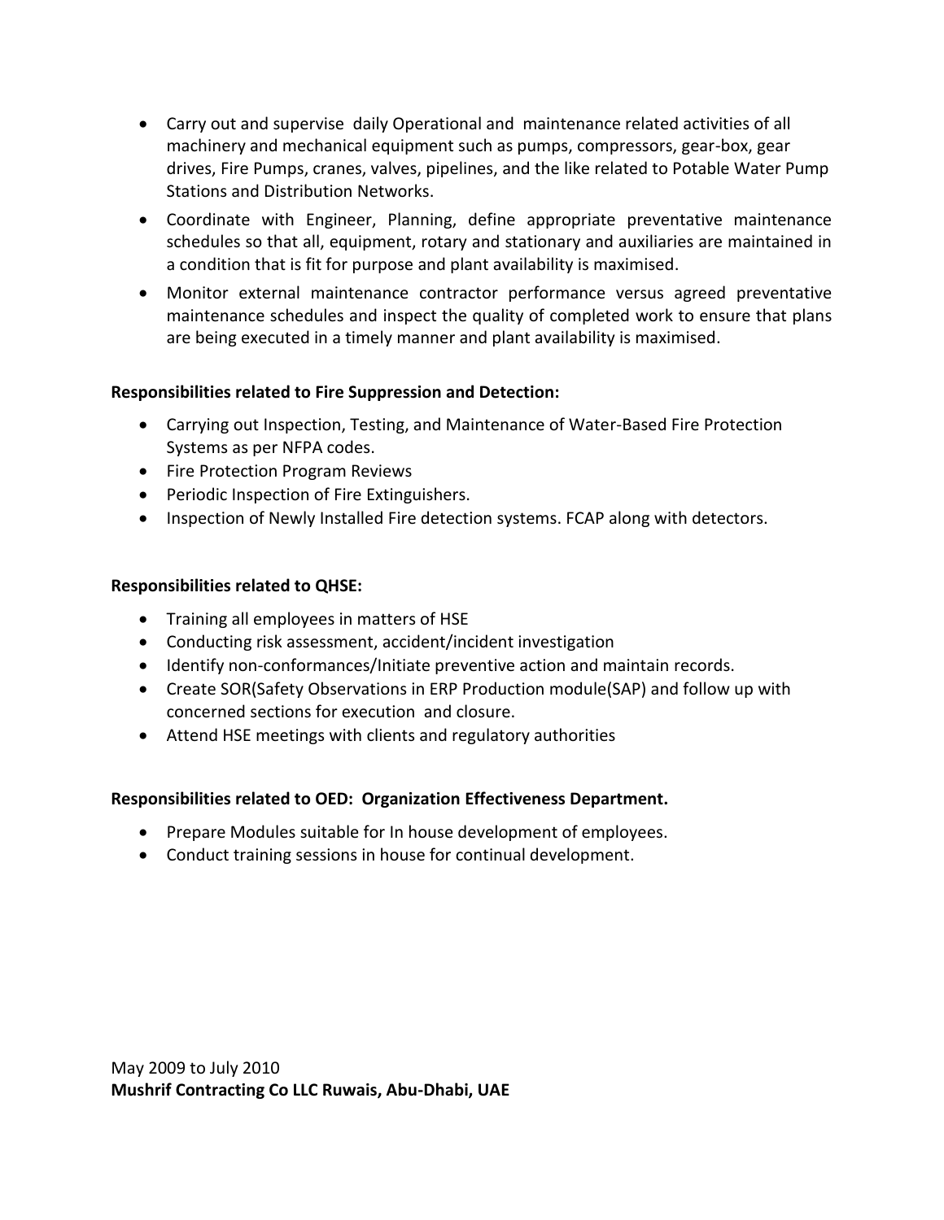- Carry out and supervise daily Operational and maintenance related activities of all machinery and mechanical equipment such as pumps, compressors, gear-box, gear drives, Fire Pumps, cranes, valves, pipelines, and the like related to Potable Water Pump Stations and Distribution Networks.
- Coordinate with Engineer, Planning, define appropriate preventative maintenance schedules so that all, equipment, rotary and stationary and auxiliaries are maintained in a condition that is fit for purpose and plant availability is maximised.
- Monitor external maintenance contractor performance versus agreed preventative maintenance schedules and inspect the quality of completed work to ensure that plans are being executed in a timely manner and plant availability is maximised.

**Responsibilities related to Fire Suppression and Detection:**

- Carrying out Inspection, Testing, and Maintenance of Water-Based Fire Protection Systems as per NFPA codes.
- Fire Protection Program Reviews
- Periodic Inspection of Fire Extinguishers.
- Inspection of Newly Installed Fire detection systems. FCAP along with detectors.

**Responsibilities related to QHSE:**

- Training all employees in matters of HSE
- Conducting risk assessment, accident/incident investigation
- Identify non-conformances/Initiate preventive action and maintain records.
- Create SOR(Safety Observations in ERP Production module(SAP) and follow up with concerned sections for execution and closure.
- Attend HSE meetings with clients and regulatory authorities

**Responsibilities related to OED: Organization Effectiveness Department.**

- Prepare Modules suitable for In house development of employees.
- Conduct training sessions in house for continual development.

May 2009 to July 2010
**Mushrif Contracting Co LLC Ruwais, Abu-Dhabi, UAE**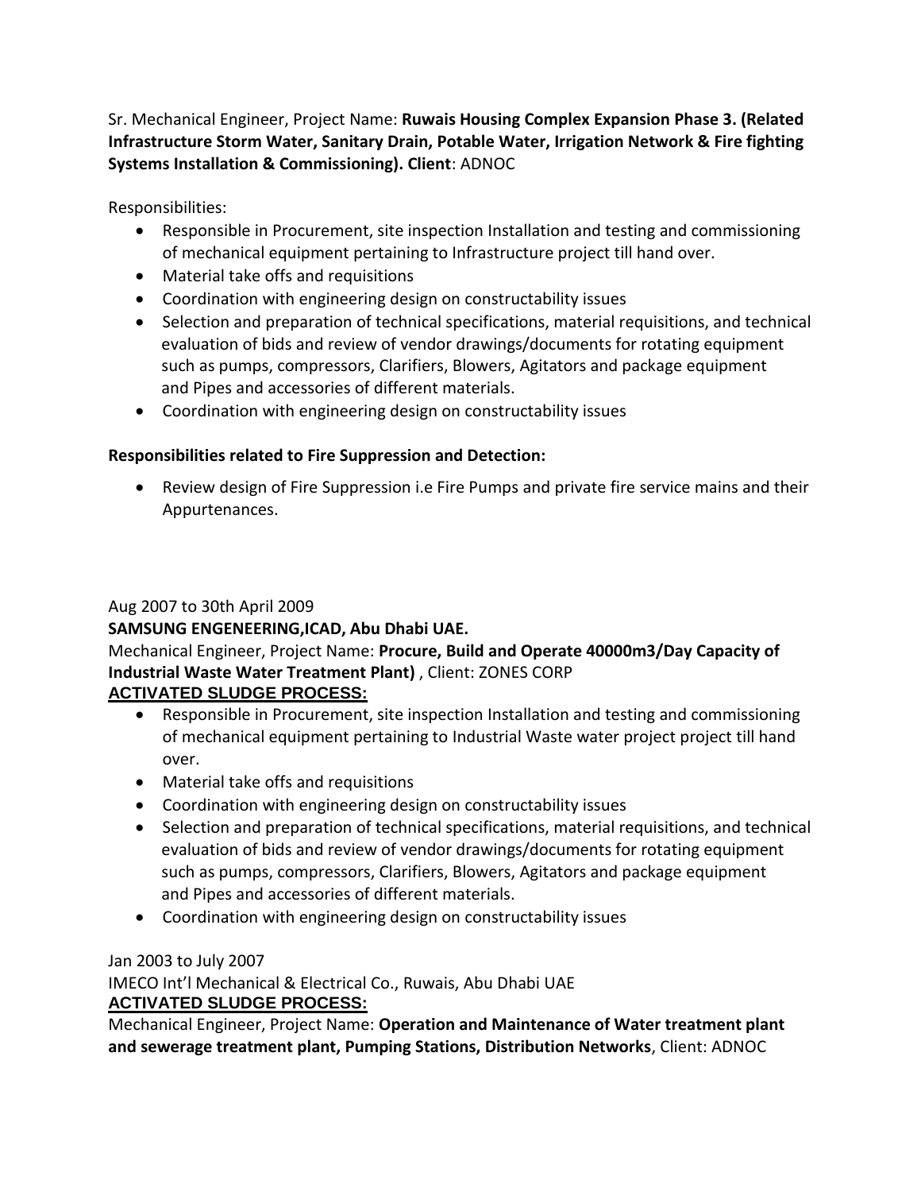Sr. Mechanical Engineer, Project Name: **Ruwais Housing Complex Expansion Phase 3. (Related Infrastructure Storm Water, Sanitary Drain, Potable Water, Irrigation Network & Fire fighting Systems Installation & Commissioning). Client**: ADNOC

Responsibilities:

- Responsible in Procurement, site inspection Installation and testing and commissioning of mechanical equipment pertaining to Infrastructure project till hand over.
- Material take offs and requisitions
- Coordination with engineering design on constructability issues
- Selection and preparation of technical specifications, material requisitions, and technical evaluation of bids and review of vendor drawings/documents for rotating equipment such as pumps, compressors, Clarifiers, Blowers, Agitators and package equipment and Pipes and accessories of different materials.
- Coordination with engineering design on constructability issues

**Responsibilities related to Fire Suppression and Detection:**

- Review design of Fire Suppression i.e Fire Pumps and private fire service mains and their Appurtenances.

Aug 2007 to 30th April 2009

**SAMSUNG ENGENEERING,ICAD, Abu Dhabi UAE.**

Mechanical Engineer, Project Name: **Procure, Build and Operate 40000m3/Day Capacity of Industrial Waste Water Treatment Plant)** , Client: ZONES CORP

**ACTIVATED SLUDGE PROCESS:**

- Responsible in Procurement, site inspection Installation and testing and commissioning of mechanical equipment pertaining to Industrial Waste water project project till hand over.
- Material take offs and requisitions
- Coordination with engineering design on constructability issues
- Selection and preparation of technical specifications, material requisitions, and technical evaluation of bids and review of vendor drawings/documents for rotating equipment such as pumps, compressors, Clarifiers, Blowers, Agitators and package equipment and Pipes and accessories of different materials.
- Coordination with engineering design on constructability issues

Jan 2003 to July 2007

IMECO Int'l Mechanical & Electrical Co., Ruwais, Abu Dhabi UAE

**ACTIVATED SLUDGE PROCESS:**

Mechanical Engineer, Project Name: **Operation and Maintenance of Water treatment plant and sewerage treatment plant, Pumping Stations, Distribution Networks**, Client: ADNOC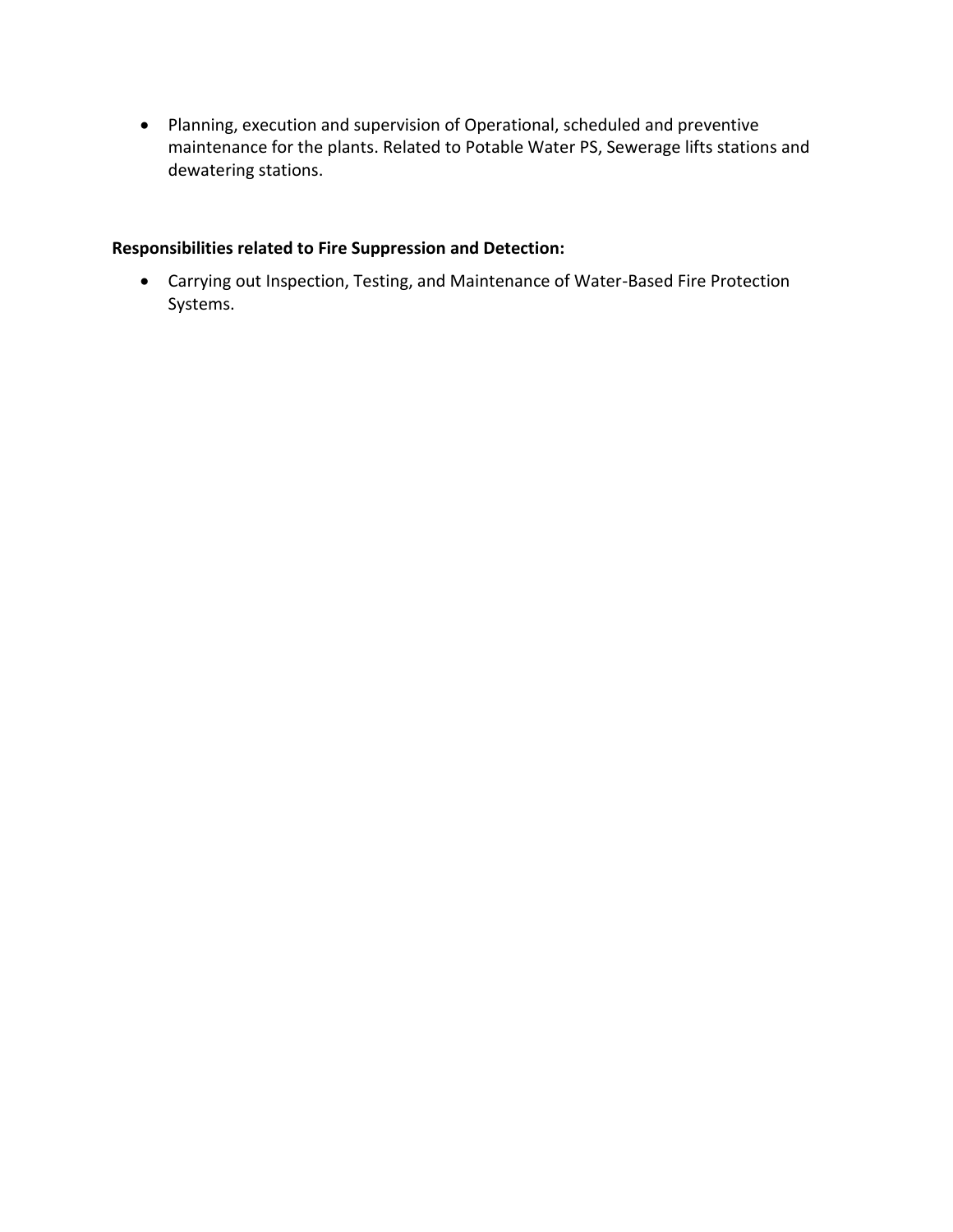- Planning, execution and supervision of Operational, scheduled and preventive maintenance for the plants. Related to Potable Water PS, Sewerage lifts stations and dewatering stations.

**Responsibilities related to Fire Suppression and Detection:**

- Carrying out Inspection, Testing, and Maintenance of Water-Based Fire Protection Systems.